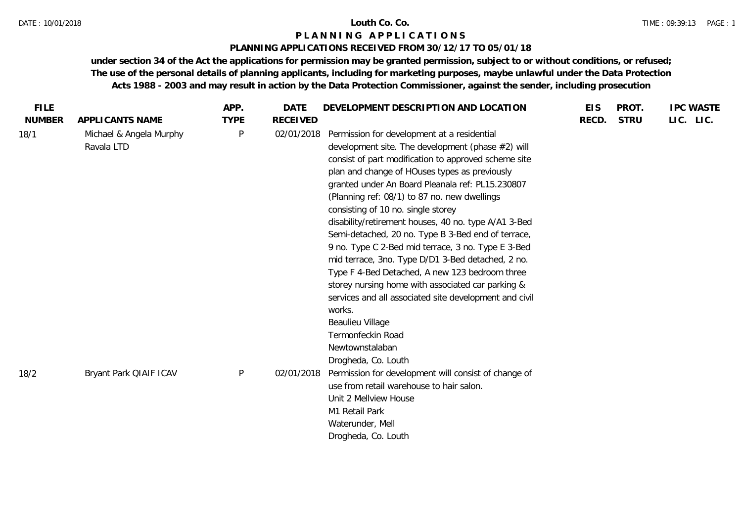# Louth Co. Co.

## P L A N N I N G   A P P L I C A T I O N S

### PLANNING APPLICATIONS RECEIVED FROM 30/12/17 TO 05/01/18

**under section 34 of the Act the applications for permission may be granted permission, subject to or without conditions, or refused; The use of the personal details of planning applicants, including for marketing purposes, maybe unlawful under the Data Protection Acts 1988 - 2003 and may result in action by the Data Protection Commissioner, against the sender, including prosecution**

| FILE NUMBER | APPLICANTS NAME | APP. TYPE | DATE RECEIVED | DEVELOPMENT DESCRIPTION AND LOCATION | EIS RECD. | PROT. STRU | IPC LIC. | WASTE LIC. |
|---|---|---|---|---|---|---|---|---|
| 18/1 | Michael & Angela Murphy<br>Ravala LTD | P | 02/01/2018 | Permission for development at a residential development site. The development (phase #2) will consist of part modification to approved scheme site plan and change of HOuses types as previously granted under An Board Pleanala ref: PL15.230807 (Planning ref: 08/1) to 87 no. new dwellings consisting of 10 no. single storey disability/retirement houses, 40 no. type A/A1 3-Bed Semi-detached, 20 no. Type B 3-Bed end of terrace, 9 no. Type C 2-Bed mid terrace, 3 no. Type E 3-Bed mid terrace, 3no. Type D/D1 3-Bed detached, 2 no. Type F 4-Bed Detached, A new 123 bedroom three storey nursing home with associated car parking & services and all associated site development and civil works.<br>Beaulieu Village<br>Termonfeckin Road<br>Newtownstalaban<br>Drogheda, Co. Louth | | | | |
| 18/2 | Bryant Park QIAIF ICAV | P | 02/01/2018 | Permission for development will consist of change of use from retail warehouse to hair salon.<br>Unit 2 Mellview House<br>M1 Retail Park<br>Waterunder, Mell<br>Drogheda, Co. Louth | | | | |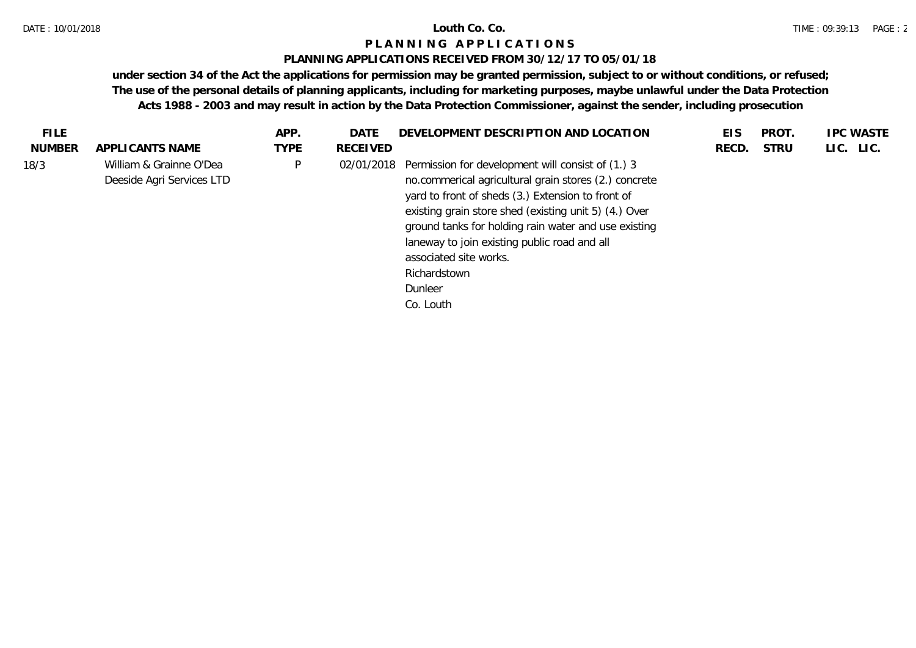**Louth Co. Co.**

# P L A N N I N G   A P P L I C A T I O N S

**PLANNING APPLICATIONS RECEIVED FROM 30/12/17 TO 05/01/18**

**under section 34 of the Act the applications for permission may be granted permission, subject to or without conditions, or refused; The use of the personal details of planning applicants, including for marketing purposes, maybe unlawful under the Data Protection Acts 1988 - 2003 and may result in action by the Data Protection Commissioner, against the sender, including prosecution**

| FILE NUMBER | APPLICANTS NAME | APP. TYPE | DATE RECEIVED | DEVELOPMENT DESCRIPTION AND LOCATION | EIS RECD. | PROT. STRU | IPC LIC. | WASTE LIC. |
|---|---|---|---|---|---|---|---|---|
| 18/3 | William & Grainne O'Dea<br>Deeside Agri Services LTD | P | 02/01/2018 | Permission for development will consist of (1.) 3 no.commerical agricultural grain stores (2.) concrete yard to front of sheds (3.) Extension to front of existing grain store shed (existing unit 5) (4.) Over ground tanks for holding rain water and use existing laneway to join existing public road and all associated site works.<br>Richardstown<br>Dunleer<br>Co. Louth | | | | |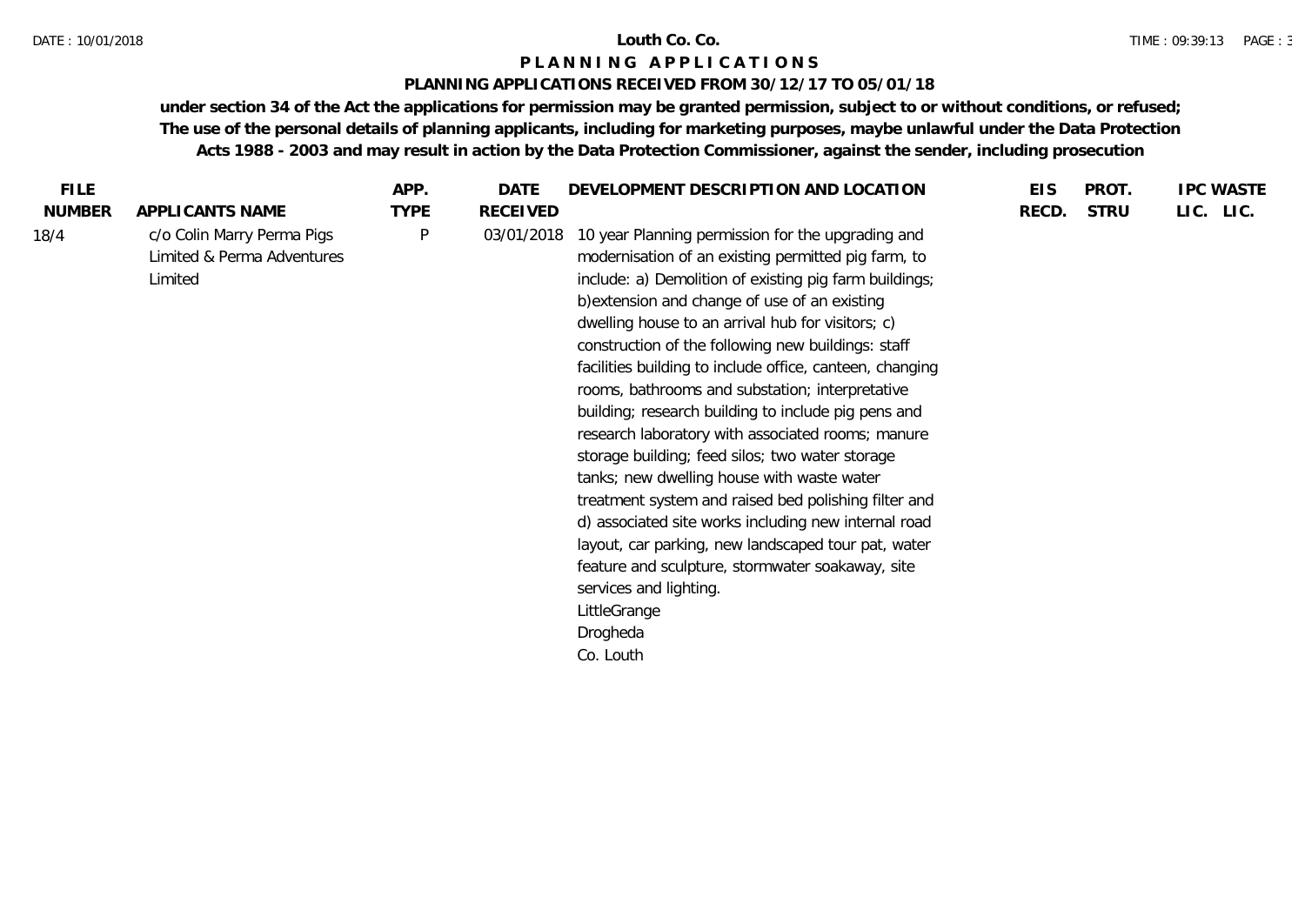# Louth Co. Co.

## PLANNING APPLICATIONS

### PLANNING APPLICATIONS RECEIVED FROM 30/12/17 TO 05/01/18

**under section 34 of the Act the applications for permission may be granted permission, subject to or without conditions, or refused; The use of the personal details of planning applicants, including for marketing purposes, maybe unlawful under the Data Protection Acts 1988 - 2003 and may result in action by the Data Protection Commissioner, against the sender, including prosecution**

| FILE NUMBER | APPLICANTS NAME | APP. TYPE | DATE RECEIVED | DEVELOPMENT DESCRIPTION AND LOCATION | EIS RECD. | PROT. STRU | IPC LIC. | WASTE LIC. |
|---|---|---|---|---|---|---|---|---|
| 18/4 | c/o Colin Marry Perma Pigs Limited & Perma Adventures Limited | P | 03/01/2018 | 10 year Planning permission for the upgrading and modernisation of an existing permitted pig farm, to include: a) Demolition of existing pig farm buildings; b)extension and change of use of an existing dwelling house to an arrival hub for visitors; c) construction of the following new buildings: staff facilities building to include office, canteen, changing rooms, bathrooms and substation; interpretative building; research building to include pig pens and research laboratory with associated rooms; manure storage building; feed silos; two water storage tanks; new dwelling house with waste water treatment system and raised bed polishing filter and d) associated site works including new internal road layout, car parking, new landscaped tour pat, water feature and sculpture, stormwater soakaway, site services and lighting. LittleGrange Drogheda Co. Louth | | | | |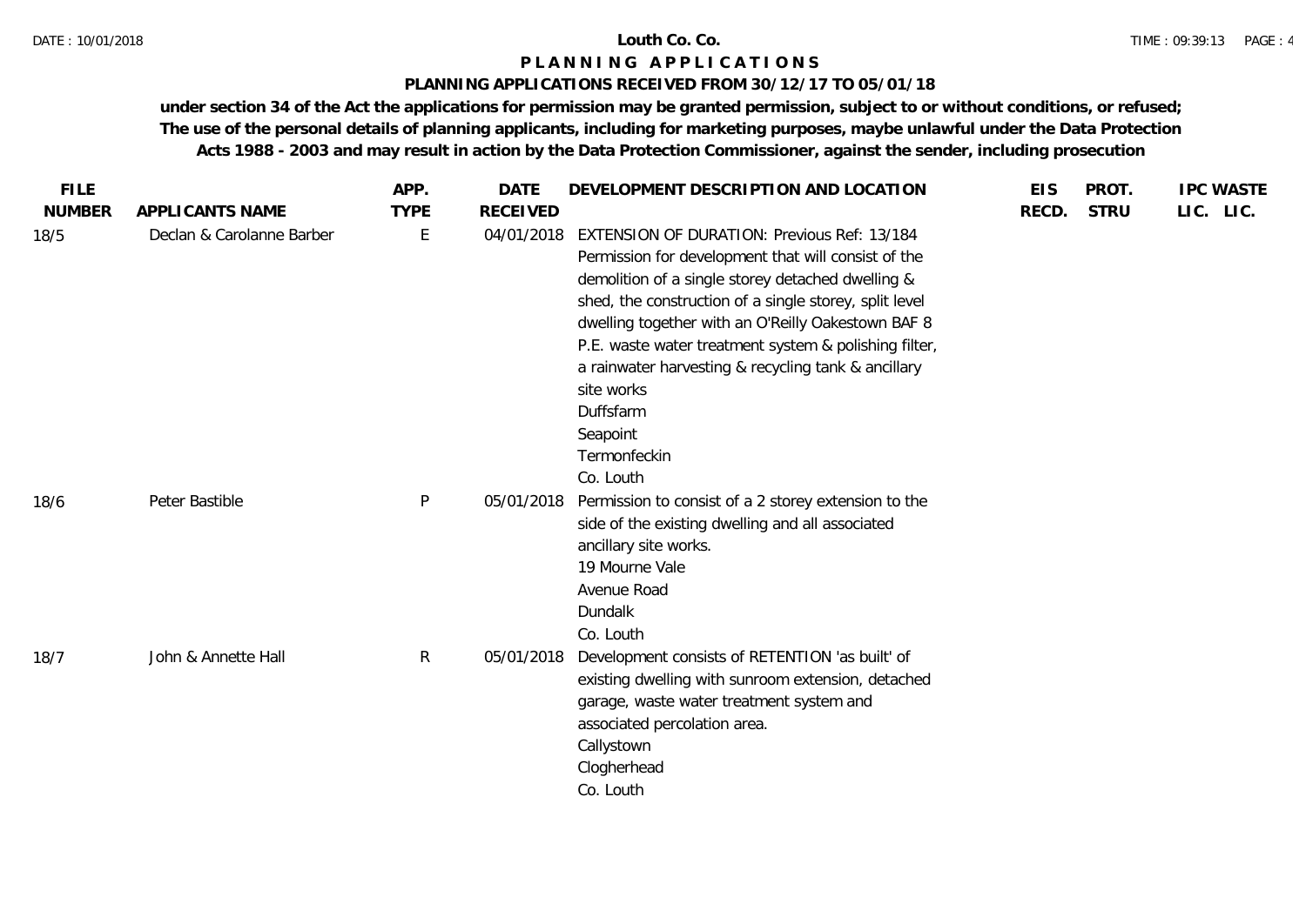**Louth Co. Co.**

# P L A N N I N G   A P P L I C A T I O N S

## PLANNING APPLICATIONS RECEIVED FROM 30/12/17 TO 05/01/18

**under section 34 of the Act the applications for permission may be granted permission, subject to or without conditions, or refused; The use of the personal details of planning applicants, including for marketing purposes, maybe unlawful under the Data Protection Acts 1988 - 2003 and may result in action by the Data Protection Commissioner, against the sender, including prosecution**

| FILE NUMBER | APPLICANTS NAME | APP. TYPE | DATE RECEIVED | DEVELOPMENT DESCRIPTION AND LOCATION | EIS RECD. | PROT. STRU | IPC LIC. | WASTE LIC. |
|---|---|---|---|---|---|---|---|---|
| 18/5 | Declan & Carolanne Barber | E | 04/01/2018 | EXTENSION OF DURATION: Previous Ref: 13/184 Permission for development that will consist of the demolition of a single storey detached dwelling & shed, the construction of a single storey, split level dwelling together with an O'Reilly Oakestown BAF 8 P.E. waste water treatment system & polishing filter, a rainwater harvesting & recycling tank & ancillary site works<br>Duffsfarm<br>Seapoint<br>Termonfeckin<br>Co. Louth | | | | |
| 18/6 | Peter Bastible | P | 05/01/2018 | Permission to consist of a 2 storey extension to the side of the existing dwelling and all associated ancillary site works.<br>19 Mourne Vale<br>Avenue Road<br>Dundalk<br>Co. Louth | | | | |
| 18/7 | John & Annette Hall | R | 05/01/2018 | Development consists of RETENTION 'as built' of existing dwelling with sunroom extension, detached garage, waste water treatment system and associated percolation area.<br>Callystown<br>Clogherhead<br>Co. Louth | | | | |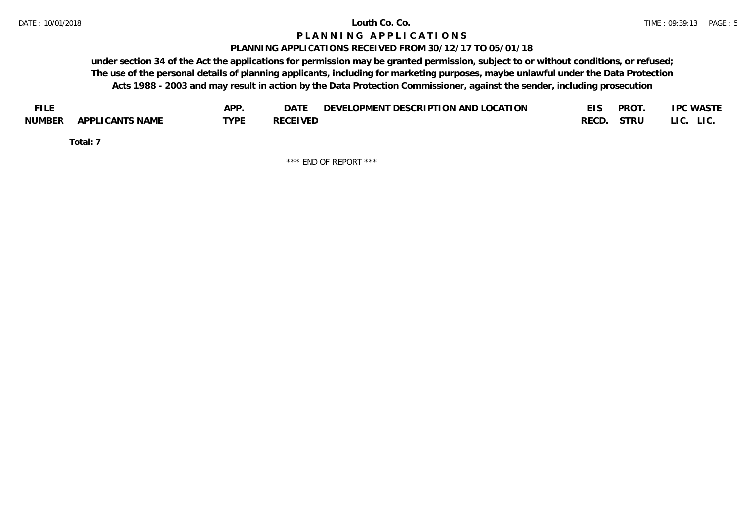**Louth Co. Co.**

# P L A N N I N G   A P P L I C A T I O N S

## PLANNING APPLICATIONS RECEIVED FROM 30/12/17 TO 05/01/18

**under section 34 of the Act the applications for permission may be granted permission, subject to or without conditions, or refused; The use of the personal details of planning applicants, including for marketing purposes, maybe unlawful under the Data Protection Acts 1988 - 2003 and may result in action by the Data Protection Commissioner, against the sender, including prosecution**

| FILE NUMBER | APPLICANTS NAME | APP. TYPE | DATE RECEIVED | DEVELOPMENT DESCRIPTION AND LOCATION | EIS RECD. | PROT. STRU | IPC LIC. | WASTE LIC. |
|---|---|---|---|---|---|---|---|---|

**Total: 7**

\*\*\* END OF REPORT \*\*\*